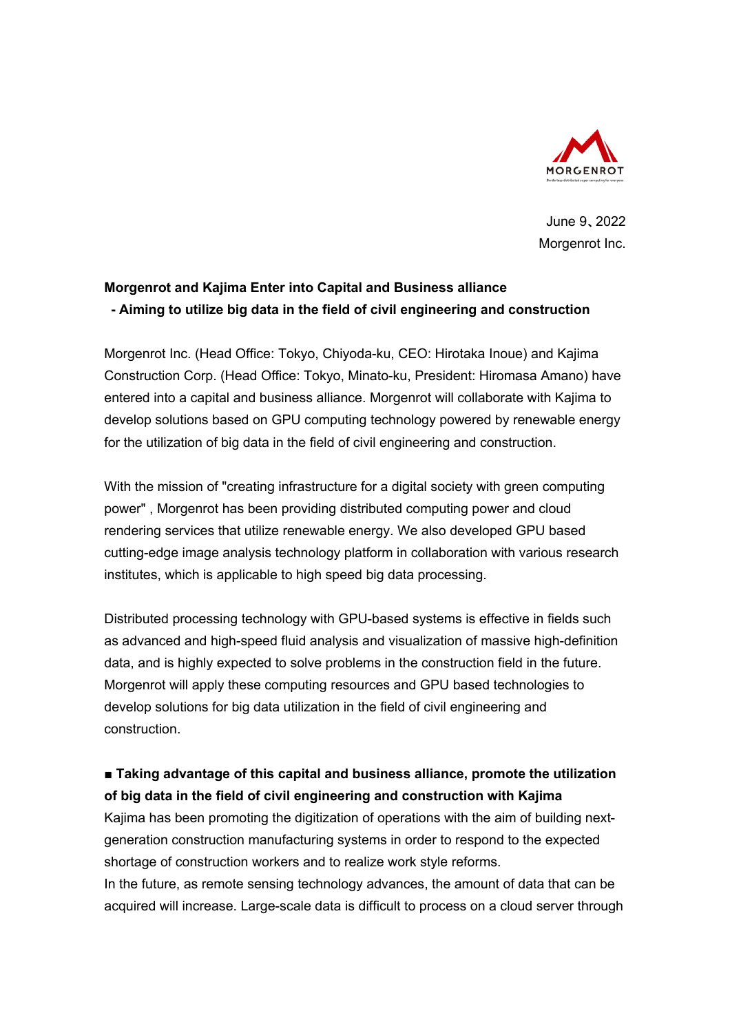June 9、2022
Morgenrot Inc.

**Morgenrot and Kajima Enter into Capital and Business alliance**
**- Aiming to utilize big data in the field of civil engineering and construction**

Morgenrot Inc. (Head Office: Tokyo, Chiyoda-ku, CEO: Hirotaka Inoue) and Kajima Construction Corp. (Head Office: Tokyo, Minato-ku, President: Hiromasa Amano) have entered into a capital and business alliance. Morgenrot will collaborate with Kajima to develop solutions based on GPU computing technology powered by renewable energy for the utilization of big data in the field of civil engineering and construction.

With the mission of "creating infrastructure for a digital society with green computing power" , Morgenrot has been providing distributed computing power and cloud rendering services that utilize renewable energy. We also developed GPU based cutting-edge image analysis technology platform in collaboration with various research institutes, which is applicable to high speed big data processing.

Distributed processing technology with GPU-based systems is effective in fields such as advanced and high-speed fluid analysis and visualization of massive high-definition data, and is highly expected to solve problems in the construction field in the future. Morgenrot will apply these computing resources and GPU based technologies to develop solutions for big data utilization in the field of civil engineering and construction.

**■ Taking advantage of this capital and business alliance, promote the utilization of big data in the field of civil engineering and construction with Kajima**

Kajima has been promoting the digitization of operations with the aim of building next-generation construction manufacturing systems in order to respond to the expected shortage of construction workers and to realize work style reforms.
In the future, as remote sensing technology advances, the amount of data that can be acquired will increase. Large-scale data is difficult to process on a cloud server through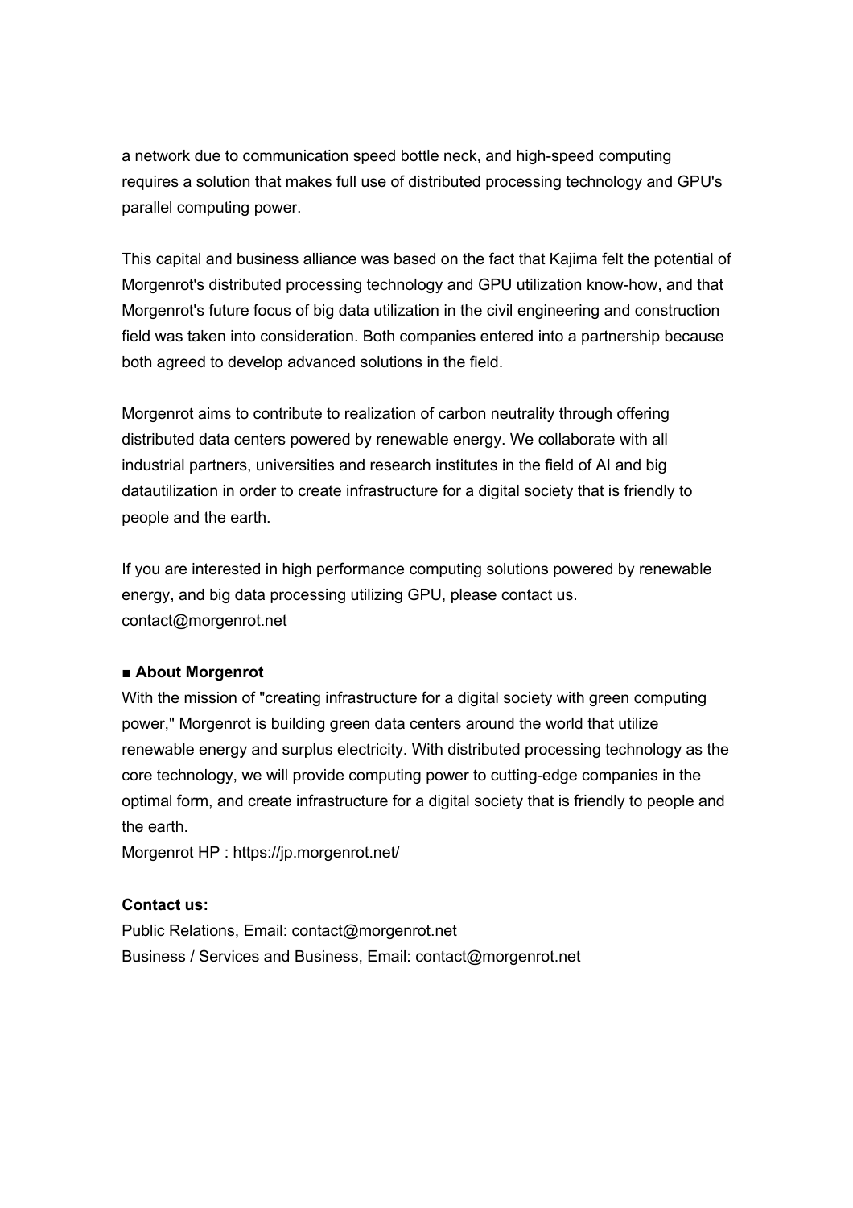a network due to communication speed bottle neck, and high-speed computing requires a solution that makes full use of distributed processing technology and GPU's parallel computing power.

This capital and business alliance was based on the fact that Kajima felt the potential of Morgenrot's distributed processing technology and GPU utilization know-how, and that Morgenrot's future focus of big data utilization in the civil engineering and construction field was taken into consideration. Both companies entered into a partnership because both agreed to develop advanced solutions in the field.

Morgenrot aims to contribute to realization of carbon neutrality through offering distributed data centers powered by renewable energy. We collaborate with all industrial partners, universities and research institutes in the field of AI and big datautilization in order to create infrastructure for a digital society that is friendly to people and the earth.

If you are interested in high performance computing solutions powered by renewable energy, and big data processing utilizing GPU, please contact us.
contact@morgenrot.net

**■ About Morgenrot**

With the mission of "creating infrastructure for a digital society with green computing power," Morgenrot is building green data centers around the world that utilize renewable energy and surplus electricity. With distributed processing technology as the core technology, we will provide computing power to cutting-edge companies in the optimal form, and create infrastructure for a digital society that is friendly to people and the earth.
Morgenrot HP : https://jp.morgenrot.net/

**Contact us:**

Public Relations, Email: contact@morgenrot.net
Business / Services and Business, Email: contact@morgenrot.net